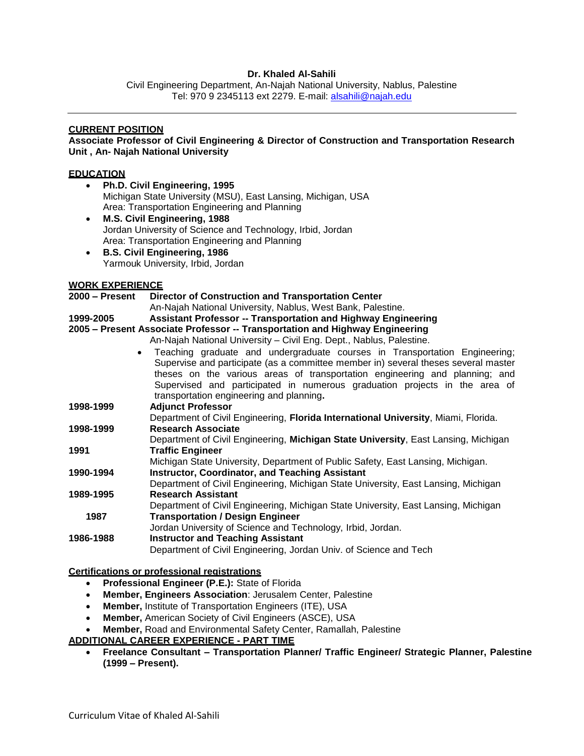**Dr. Khaled Al-Sahili**
Civil Engineering Department, An-Najah National University, Nablus, Palestine
Tel: 970 9 2345113 ext 2279. E-mail: alsahili@najah.edu

---

## CURRENT POSITION

**Associate Professor of Civil Engineering & Director of Construction and Transportation Research Unit , An- Najah National University**

## EDUCATION

- **Ph.D. Civil Engineering, 1995**
  Michigan State University (MSU), East Lansing, Michigan, USA
  Area: Transportation Engineering and Planning
- **M.S. Civil Engineering, 1988**
  Jordan University of Science and Technology, Irbid, Jordan
  Area: Transportation Engineering and Planning
- **B.S. Civil Engineering, 1986**
  Yarmouk University, Irbid, Jordan

## WORK EXPERIENCE

**2000 – Present** **Director of Construction and Transportation Center**
An-Najah National University, Nablus, West Bank, Palestine.

**1999-2005** **Assistant Professor -- Transportation and Highway Engineering**

**2005 – Present Associate Professor -- Transportation and Highway Engineering**
An-Najah National University – Civil Eng. Dept., Nablus, Palestine.

- Teaching graduate and undergraduate courses in Transportation Engineering; Supervise and participate (as a committee member in) several theses several master theses on the various areas of transportation engineering and planning; and Supervised and participated in numerous graduation projects in the area of transportation engineering and planning**.**

**1998-1999** **Adjunct Professor**
Department of Civil Engineering, **Florida International University**, Miami, Florida.

**1998-1999** **Research Associate**
Department of Civil Engineering, **Michigan State University**, East Lansing, Michigan

**1991** **Traffic Engineer**
Michigan State University, Department of Public Safety, East Lansing, Michigan.

**1990-1994** **Instructor, Coordinator, and Teaching Assistant**
Department of Civil Engineering, Michigan State University, East Lansing, Michigan

**1989-1995** **Research Assistant**
Department of Civil Engineering, Michigan State University, East Lansing, Michigan

**1987** **Transportation / Design Engineer**
Jordan University of Science and Technology, Irbid, Jordan.

**1986-1988** **Instructor and Teaching Assistant**
Department of Civil Engineering, Jordan Univ. of Science and Tech

## Certifications or professional registrations

- **Professional Engineer (P.E.):** State of Florida
- **Member, Engineers Association**: Jerusalem Center, Palestine
- **Member,** Institute of Transportation Engineers (ITE), USA
- **Member,** American Society of Civil Engineers (ASCE), USA
- **Member,** Road and Environmental Safety Center, Ramallah, Palestine

## ADDITIONAL CAREER EXPERIENCE - PART TIME

- **Freelance Consultant – Transportation Planner/ Traffic Engineer/ Strategic Planner, Palestine (1999 – Present).**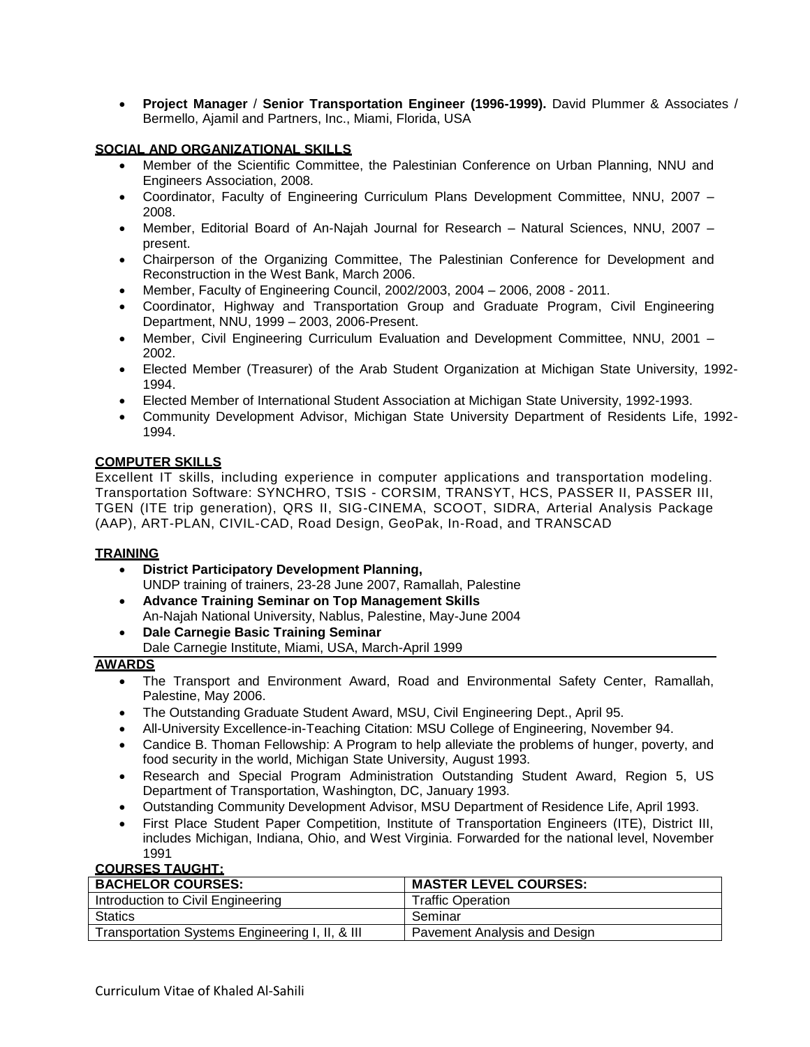- **Project Manager** / **Senior Transportation Engineer (1996-1999).** David Plummer & Associates / Bermello, Ajamil and Partners, Inc., Miami, Florida, USA

## SOCIAL AND ORGANIZATIONAL SKILLS

- Member of the Scientific Committee, the Palestinian Conference on Urban Planning, NNU and Engineers Association, 2008.
- Coordinator, Faculty of Engineering Curriculum Plans Development Committee, NNU, 2007 – 2008.
- Member, Editorial Board of An-Najah Journal for Research – Natural Sciences, NNU, 2007 – present.
- Chairperson of the Organizing Committee, The Palestinian Conference for Development and Reconstruction in the West Bank, March 2006.
- Member, Faculty of Engineering Council, 2002/2003, 2004 – 2006, 2008 - 2011.
- Coordinator, Highway and Transportation Group and Graduate Program, Civil Engineering Department, NNU, 1999 – 2003, 2006-Present.
- Member, Civil Engineering Curriculum Evaluation and Development Committee, NNU, 2001 – 2002.
- Elected Member (Treasurer) of the Arab Student Organization at Michigan State University, 1992-1994.
- Elected Member of International Student Association at Michigan State University, 1992-1993.
- Community Development Advisor, Michigan State University Department of Residents Life, 1992-1994.

## COMPUTER SKILLS

Excellent IT skills, including experience in computer applications and transportation modeling. Transportation Software: SYNCHRO, TSIS - CORSIM, TRANSYT, HCS, PASSER II, PASSER III, TGEN (ITE trip generation), QRS II, SIG-CINEMA, SCOOT, SIDRA, Arterial Analysis Package (AAP), ART-PLAN, CIVIL-CAD, Road Design, GeoPak, In-Road, and TRANSCAD

## TRAINING

- **District Participatory Development Planning,**
  UNDP training of trainers, 23-28 June 2007, Ramallah, Palestine
- **Advance Training Seminar on Top Management Skills**
  An-Najah National University, Nablus, Palestine, May-June 2004
- **Dale Carnegie Basic Training Seminar**
  Dale Carnegie Institute, Miami, USA, March-April 1999

## AWARDS

- The Transport and Environment Award, Road and Environmental Safety Center, Ramallah, Palestine, May 2006.
- The Outstanding Graduate Student Award, MSU, Civil Engineering Dept., April 95.
- All-University Excellence-in-Teaching Citation: MSU College of Engineering, November 94.
- Candice B. Thoman Fellowship: A Program to help alleviate the problems of hunger, poverty, and food security in the world, Michigan State University, August 1993.
- Research and Special Program Administration Outstanding Student Award, Region 5, US Department of Transportation, Washington, DC, January 1993.
- Outstanding Community Development Advisor, MSU Department of Residence Life, April 1993.
- First Place Student Paper Competition, Institute of Transportation Engineers (ITE), District III, includes Michigan, Indiana, Ohio, and West Virginia. Forwarded for the national level, November 1991

## COURSES TAUGHT:

| BACHELOR COURSES: | MASTER LEVEL COURSES: |
|---|---|
| Introduction to Civil Engineering | Traffic Operation |
| Statics | Seminar |
| Transportation Systems Engineering I, II, & III | Pavement Analysis and Design |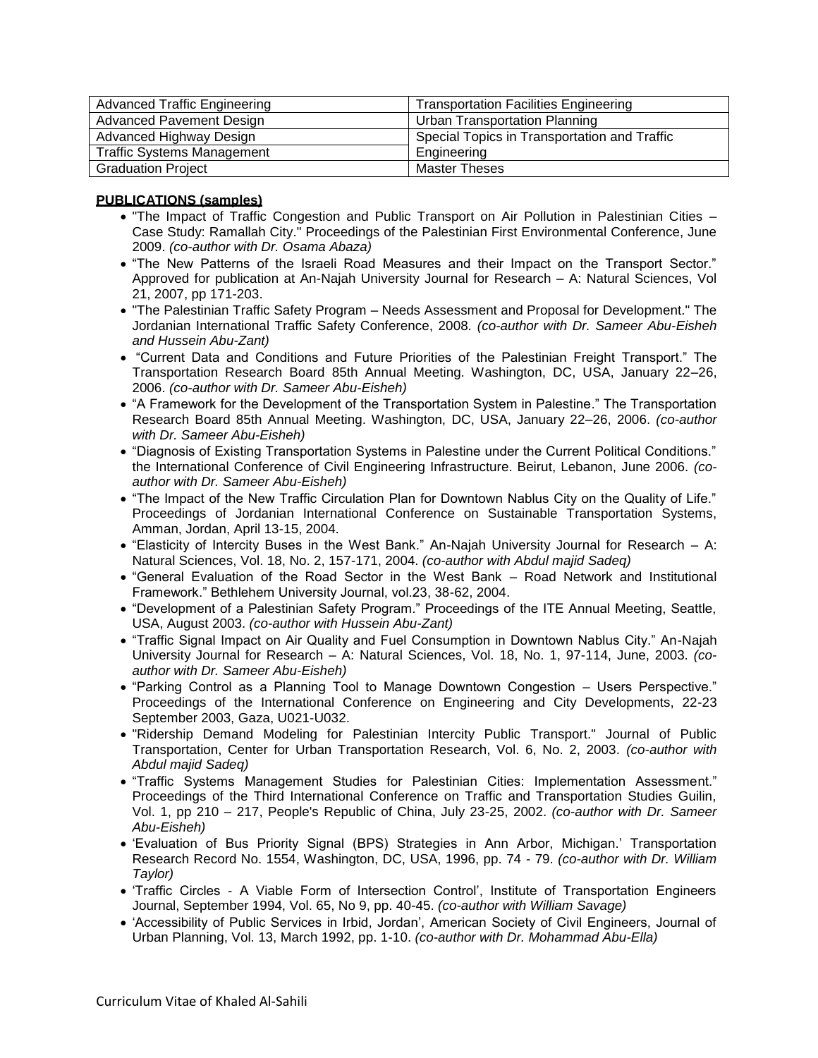| | |
|---|---|
| Advanced Traffic Engineering | Transportation Facilities Engineering |
| Advanced Pavement Design | Urban Transportation Planning |
| Advanced Highway Design | Special Topics in Transportation and Traffic Engineering |
| Traffic Systems Management | |
| Graduation Project | Master Theses |

**PUBLICATIONS (samples)**

- "The Impact of Traffic Congestion and Public Transport on Air Pollution in Palestinian Cities – Case Study: Ramallah City." Proceedings of the Palestinian First Environmental Conference, June 2009. *(co-author with Dr. Osama Abaza)*
- "The New Patterns of the Israeli Road Measures and their Impact on the Transport Sector." Approved for publication at An-Najah University Journal for Research – A: Natural Sciences, Vol 21, 2007, pp 171-203.
- "The Palestinian Traffic Safety Program – Needs Assessment and Proposal for Development." The Jordanian International Traffic Safety Conference, 2008. *(co-author with Dr. Sameer Abu-Eisheh and Hussein Abu-Zant)*
- "Current Data and Conditions and Future Priorities of the Palestinian Freight Transport." The Transportation Research Board 85th Annual Meeting. Washington, DC, USA, January 22–26, 2006. *(co-author with Dr. Sameer Abu-Eisheh)*
- "A Framework for the Development of the Transportation System in Palestine." The Transportation Research Board 85th Annual Meeting. Washington, DC, USA, January 22–26, 2006. *(co-author with Dr. Sameer Abu-Eisheh)*
- "Diagnosis of Existing Transportation Systems in Palestine under the Current Political Conditions." the International Conference of Civil Engineering Infrastructure. Beirut, Lebanon, June 2006. *(co-author with Dr. Sameer Abu-Eisheh)*
- "The Impact of the New Traffic Circulation Plan for Downtown Nablus City on the Quality of Life." Proceedings of Jordanian International Conference on Sustainable Transportation Systems, Amman, Jordan, April 13-15, 2004.
- "Elasticity of Intercity Buses in the West Bank." An-Najah University Journal for Research – A: Natural Sciences, Vol. 18, No. 2, 157-171, 2004. *(co-author with Abdul majid Sadeq)*
- "General Evaluation of the Road Sector in the West Bank – Road Network and Institutional Framework." Bethlehem University Journal, vol.23, 38-62, 2004.
- "Development of a Palestinian Safety Program." Proceedings of the ITE Annual Meeting, Seattle, USA, August 2003. *(co-author with Hussein Abu-Zant)*
- "Traffic Signal Impact on Air Quality and Fuel Consumption in Downtown Nablus City." An-Najah University Journal for Research – A: Natural Sciences, Vol. 18, No. 1, 97-114, June, 2003. *(co-author with Dr. Sameer Abu-Eisheh)*
- "Parking Control as a Planning Tool to Manage Downtown Congestion – Users Perspective." Proceedings of the International Conference on Engineering and City Developments, 22-23 September 2003, Gaza, U021-U032.
- "Ridership Demand Modeling for Palestinian Intercity Public Transport." Journal of Public Transportation, Center for Urban Transportation Research, Vol. 6, No. 2, 2003. *(co-author with Abdul majid Sadeq)*
- "Traffic Systems Management Studies for Palestinian Cities: Implementation Assessment." Proceedings of the Third International Conference on Traffic and Transportation Studies Guilin, Vol. 1, pp 210 – 217, People's Republic of China, July 23-25, 2002. *(co-author with Dr. Sameer Abu-Eisheh)*
- 'Evaluation of Bus Priority Signal (BPS) Strategies in Ann Arbor, Michigan.' Transportation Research Record No. 1554, Washington, DC, USA, 1996, pp. 74 - 79. *(co-author with Dr. William Taylor)*
- 'Traffic Circles - A Viable Form of Intersection Control', Institute of Transportation Engineers Journal, September 1994, Vol. 65, No 9, pp. 40-45. *(co-author with William Savage)*
- 'Accessibility of Public Services in Irbid, Jordan', American Society of Civil Engineers, Journal of Urban Planning, Vol. 13, March 1992, pp. 1-10. *(co-author with Dr. Mohammad Abu-Ella)*